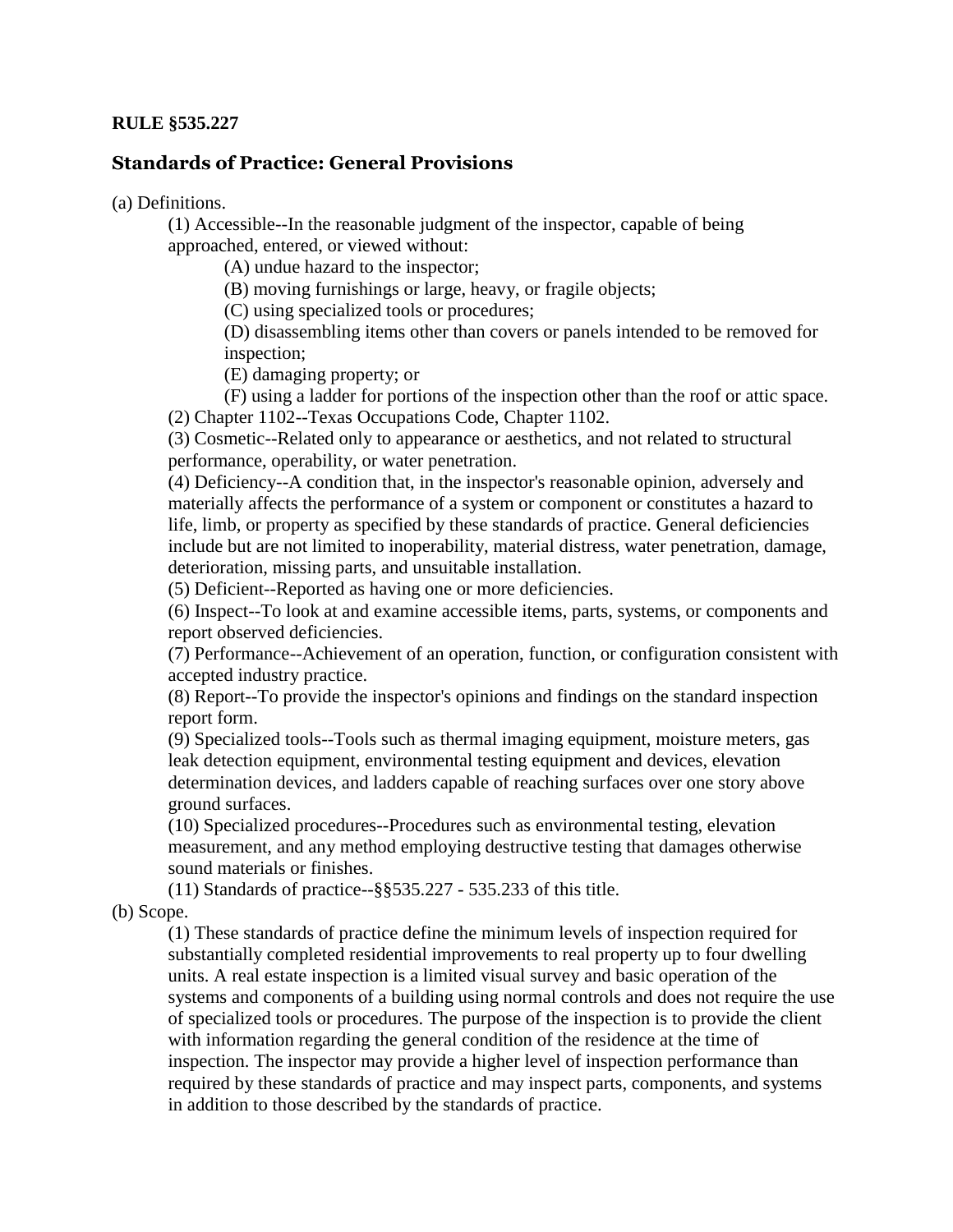**RULE §535.227**

## Standards of Practice: General Provisions

(a) Definitions.

(1) Accessible--In the reasonable judgment of the inspector, capable of being approached, entered, or viewed without:

(A) undue hazard to the inspector;

(B) moving furnishings or large, heavy, or fragile objects;

(C) using specialized tools or procedures;

(D) disassembling items other than covers or panels intended to be removed for inspection;

(E) damaging property; or

(F) using a ladder for portions of the inspection other than the roof or attic space.

(2) Chapter 1102--Texas Occupations Code, Chapter 1102.

(3) Cosmetic--Related only to appearance or aesthetics, and not related to structural performance, operability, or water penetration.

(4) Deficiency--A condition that, in the inspector's reasonable opinion, adversely and materially affects the performance of a system or component or constitutes a hazard to life, limb, or property as specified by these standards of practice. General deficiencies include but are not limited to inoperability, material distress, water penetration, damage, deterioration, missing parts, and unsuitable installation.

(5) Deficient--Reported as having one or more deficiencies.

(6) Inspect--To look at and examine accessible items, parts, systems, or components and report observed deficiencies.

(7) Performance--Achievement of an operation, function, or configuration consistent with accepted industry practice.

(8) Report--To provide the inspector's opinions and findings on the standard inspection report form.

(9) Specialized tools--Tools such as thermal imaging equipment, moisture meters, gas leak detection equipment, environmental testing equipment and devices, elevation determination devices, and ladders capable of reaching surfaces over one story above ground surfaces.

(10) Specialized procedures--Procedures such as environmental testing, elevation measurement, and any method employing destructive testing that damages otherwise sound materials or finishes.

(11) Standards of practice--§§535.227 - 535.233 of this title.

(b) Scope.

(1) These standards of practice define the minimum levels of inspection required for substantially completed residential improvements to real property up to four dwelling units. A real estate inspection is a limited visual survey and basic operation of the systems and components of a building using normal controls and does not require the use of specialized tools or procedures. The purpose of the inspection is to provide the client with information regarding the general condition of the residence at the time of inspection. The inspector may provide a higher level of inspection performance than required by these standards of practice and may inspect parts, components, and systems in addition to those described by the standards of practice.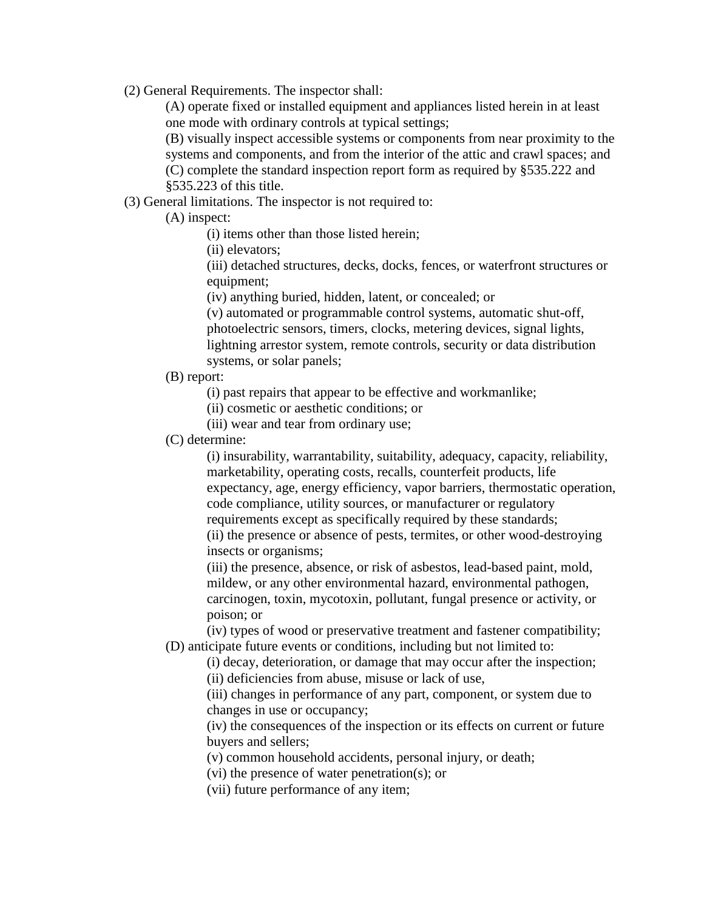(2) General Requirements. The inspector shall:

(A) operate fixed or installed equipment and appliances listed herein in at least one mode with ordinary controls at typical settings;

(B) visually inspect accessible systems or components from near proximity to the systems and components, and from the interior of the attic and crawl spaces; and

(C) complete the standard inspection report form as required by §535.222 and §535.223 of this title.

(3) General limitations. The inspector is not required to:

(A) inspect:

(i) items other than those listed herein;

(ii) elevators;

(iii) detached structures, decks, docks, fences, or waterfront structures or equipment;

(iv) anything buried, hidden, latent, or concealed; or

(v) automated or programmable control systems, automatic shut-off, photoelectric sensors, timers, clocks, metering devices, signal lights, lightning arrestor system, remote controls, security or data distribution systems, or solar panels;

(B) report:

(i) past repairs that appear to be effective and workmanlike;

(ii) cosmetic or aesthetic conditions; or

(iii) wear and tear from ordinary use;

(C) determine:

(i) insurability, warrantability, suitability, adequacy, capacity, reliability, marketability, operating costs, recalls, counterfeit products, life expectancy, age, energy efficiency, vapor barriers, thermostatic operation, code compliance, utility sources, or manufacturer or regulatory requirements except as specifically required by these standards;

(ii) the presence or absence of pests, termites, or other wood-destroying insects or organisms;

(iii) the presence, absence, or risk of asbestos, lead-based paint, mold, mildew, or any other environmental hazard, environmental pathogen, carcinogen, toxin, mycotoxin, pollutant, fungal presence or activity, or poison; or

(iv) types of wood or preservative treatment and fastener compatibility;

(D) anticipate future events or conditions, including but not limited to:

(i) decay, deterioration, or damage that may occur after the inspection;

(ii) deficiencies from abuse, misuse or lack of use,

(iii) changes in performance of any part, component, or system due to changes in use or occupancy;

(iv) the consequences of the inspection or its effects on current or future buyers and sellers;

(v) common household accidents, personal injury, or death;

(vi) the presence of water penetration(s); or

(vii) future performance of any item;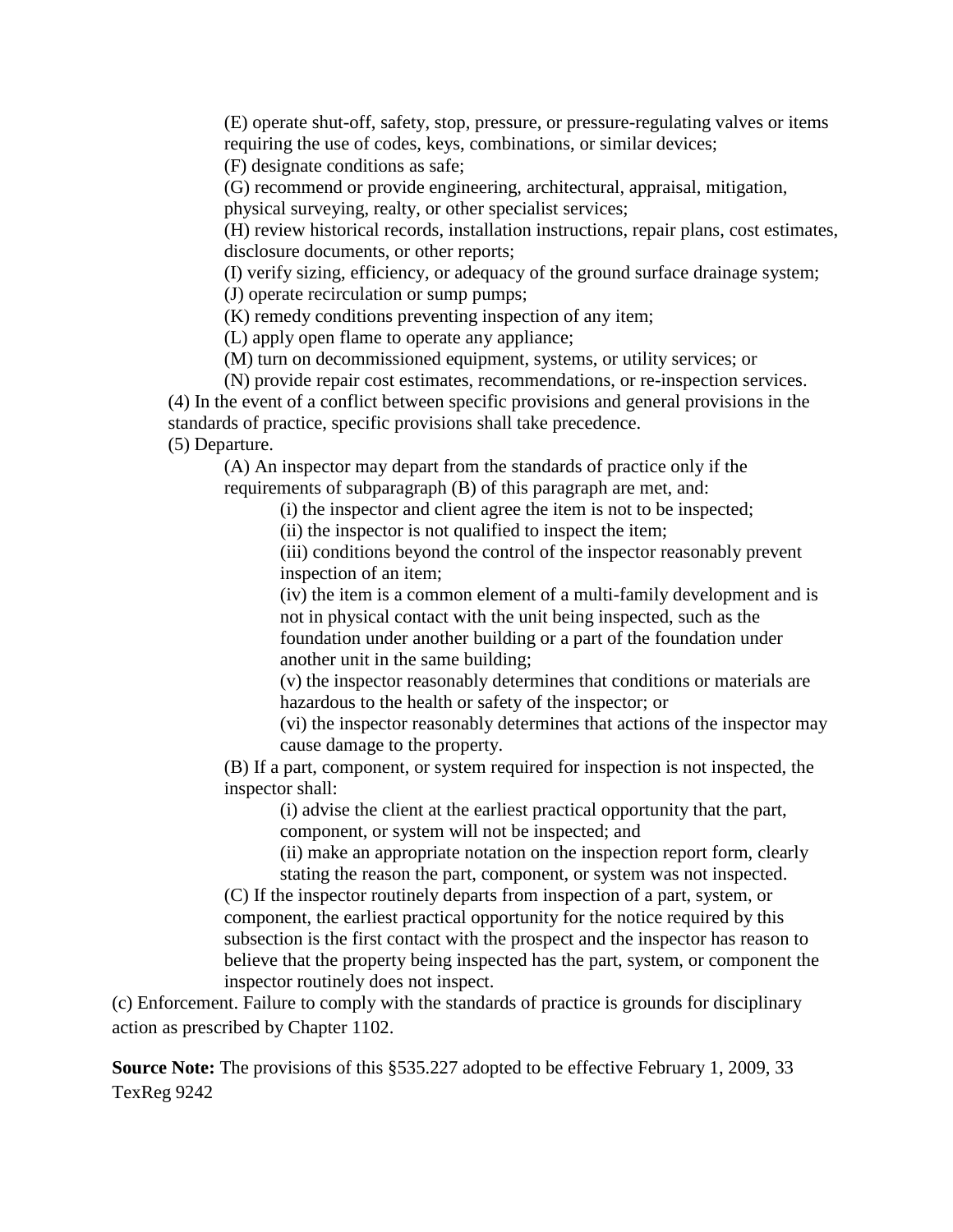(E) operate shut-off, safety, stop, pressure, or pressure-regulating valves or items requiring the use of codes, keys, combinations, or similar devices;

(F) designate conditions as safe;

(G) recommend or provide engineering, architectural, appraisal, mitigation, physical surveying, realty, or other specialist services;

(H) review historical records, installation instructions, repair plans, cost estimates, disclosure documents, or other reports;

(I) verify sizing, efficiency, or adequacy of the ground surface drainage system;

(J) operate recirculation or sump pumps;

(K) remedy conditions preventing inspection of any item;

(L) apply open flame to operate any appliance;

(M) turn on decommissioned equipment, systems, or utility services; or

(N) provide repair cost estimates, recommendations, or re-inspection services.

(4) In the event of a conflict between specific provisions and general provisions in the standards of practice, specific provisions shall take precedence.

(5) Departure.

(A) An inspector may depart from the standards of practice only if the requirements of subparagraph (B) of this paragraph are met, and:

(i) the inspector and client agree the item is not to be inspected;

(ii) the inspector is not qualified to inspect the item;

(iii) conditions beyond the control of the inspector reasonably prevent inspection of an item;

(iv) the item is a common element of a multi-family development and is not in physical contact with the unit being inspected, such as the foundation under another building or a part of the foundation under another unit in the same building;

(v) the inspector reasonably determines that conditions or materials are hazardous to the health or safety of the inspector; or

(vi) the inspector reasonably determines that actions of the inspector may cause damage to the property.

(B) If a part, component, or system required for inspection is not inspected, the inspector shall:

(i) advise the client at the earliest practical opportunity that the part, component, or system will not be inspected; and

(ii) make an appropriate notation on the inspection report form, clearly stating the reason the part, component, or system was not inspected.

(C) If the inspector routinely departs from inspection of a part, system, or component, the earliest practical opportunity for the notice required by this subsection is the first contact with the prospect and the inspector has reason to believe that the property being inspected has the part, system, or component the inspector routinely does not inspect.

(c) Enforcement. Failure to comply with the standards of practice is grounds for disciplinary action as prescribed by Chapter 1102.

**Source Note:** The provisions of this §535.227 adopted to be effective February 1, 2009, 33 TexReg 9242